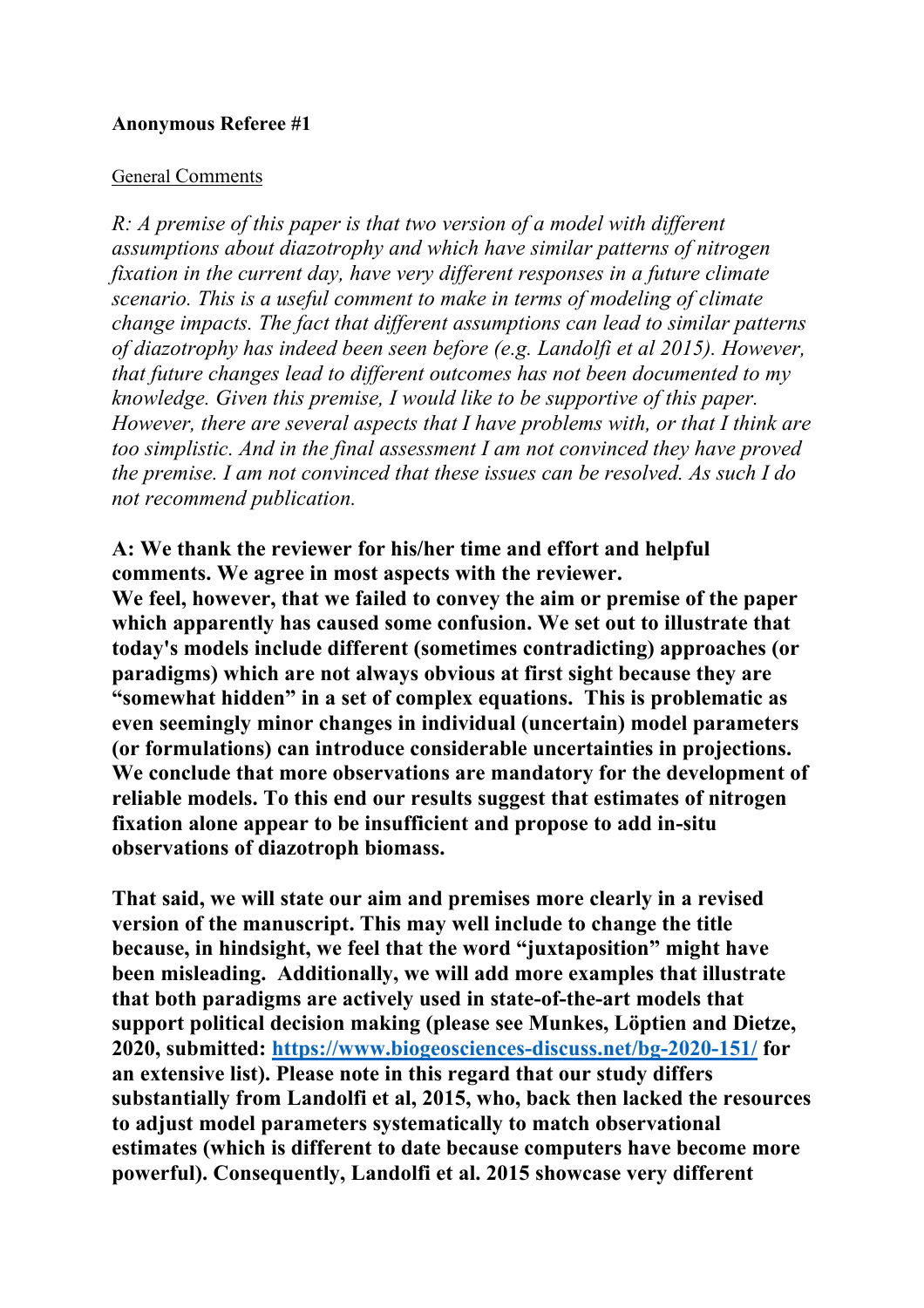**Anonymous Referee #1**

General Comments

*R: A premise of this paper is that two version of a model with different assumptions about diazotrophy and which have similar patterns of nitrogen fixation in the current day, have very different responses in a future climate scenario. This is a useful comment to make in terms of modeling of climate change impacts. The fact that different assumptions can lead to similar patterns of diazotrophy has indeed been seen before (e.g. Landolfi et al 2015). However, that future changes lead to different outcomes has not been documented to my knowledge. Given this premise, I would like to be supportive of this paper. However, there are several aspects that I have problems with, or that I think are too simplistic. And in the final assessment I am not convinced they have proved the premise. I am not convinced that these issues can be resolved. As such I do not recommend publication.*

**A: We thank the reviewer for his/her time and effort and helpful comments. We agree in most aspects with the reviewer. We feel, however, that we failed to convey the aim or premise of the paper which apparently has caused some confusion. We set out to illustrate that today's models include different (sometimes contradicting) approaches (or paradigms) which are not always obvious at first sight because they are "somewhat hidden" in a set of complex equations. This is problematic as even seemingly minor changes in individual (uncertain) model parameters (or formulations) can introduce considerable uncertainties in projections. We conclude that more observations are mandatory for the development of reliable models. To this end our results suggest that estimates of nitrogen fixation alone appear to be insufficient and propose to add in-situ observations of diazotroph biomass.**

**That said, we will state our aim and premises more clearly in a revised version of the manuscript. This may well include to change the title because, in hindsight, we feel that the word "juxtaposition" might have been misleading. Additionally, we will add more examples that illustrate that both paradigms are actively used in state-of-the-art models that support political decision making (please see Munkes, Löptien and Dietze, 2020, submitted: https://www.biogeosciences-discuss.net/bg-2020-151/ for an extensive list). Please note in this regard that our study differs substantially from Landolfi et al, 2015, who, back then lacked the resources to adjust model parameters systematically to match observational estimates (which is different to date because computers have become more powerful). Consequently, Landolfi et al. 2015 showcase very different**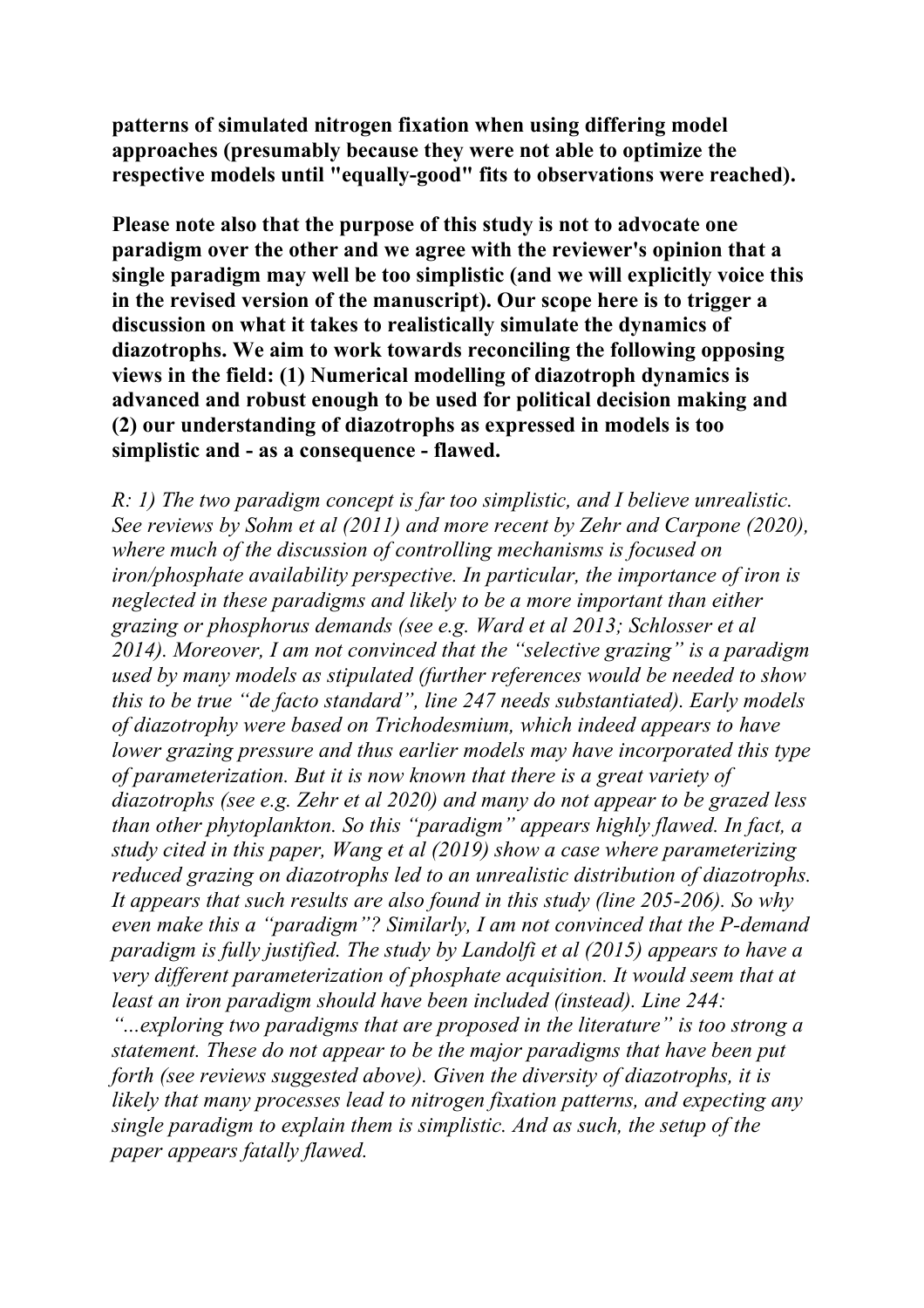**patterns of simulated nitrogen fixation when using differing model approaches (presumably because they were not able to optimize the respective models until "equally-good" fits to observations were reached).**

**Please note also that the purpose of this study is not to advocate one paradigm over the other and we agree with the reviewer's opinion that a single paradigm may well be too simplistic (and we will explicitly voice this in the revised version of the manuscript). Our scope here is to trigger a discussion on what it takes to realistically simulate the dynamics of diazotrophs. We aim to work towards reconciling the following opposing views in the field: (1) Numerical modelling of diazotroph dynamics is advanced and robust enough to be used for political decision making and (2) our understanding of diazotrophs as expressed in models is too simplistic and - as a consequence - flawed.**

*R: 1) The two paradigm concept is far too simplistic, and I believe unrealistic. See reviews by Sohm et al (2011) and more recent by Zehr and Carpone (2020), where much of the discussion of controlling mechanisms is focused on iron/phosphate availability perspective. In particular, the importance of iron is neglected in these paradigms and likely to be a more important than either grazing or phosphorus demands (see e.g. Ward et al 2013; Schlosser et al 2014). Moreover, I am not convinced that the "selective grazing" is a paradigm used by many models as stipulated (further references would be needed to show this to be true "de facto standard", line 247 needs substantiated). Early models of diazotrophy were based on Trichodesmium, which indeed appears to have lower grazing pressure and thus earlier models may have incorporated this type of parameterization. But it is now known that there is a great variety of diazotrophs (see e.g. Zehr et al 2020) and many do not appear to be grazed less than other phytoplankton. So this "paradigm" appears highly flawed. In fact, a study cited in this paper, Wang et al (2019) show a case where parameterizing reduced grazing on diazotrophs led to an unrealistic distribution of diazotrophs. It appears that such results are also found in this study (line 205-206). So why even make this a "paradigm"? Similarly, I am not convinced that the P-demand paradigm is fully justified. The study by Landolfi et al (2015) appears to have a very different parameterization of phosphate acquisition. It would seem that at least an iron paradigm should have been included (instead). Line 244: "...exploring two paradigms that are proposed in the literature" is too strong a statement. These do not appear to be the major paradigms that have been put forth (see reviews suggested above). Given the diversity of diazotrophs, it is likely that many processes lead to nitrogen fixation patterns, and expecting any single paradigm to explain them is simplistic. And as such, the setup of the paper appears fatally flawed.*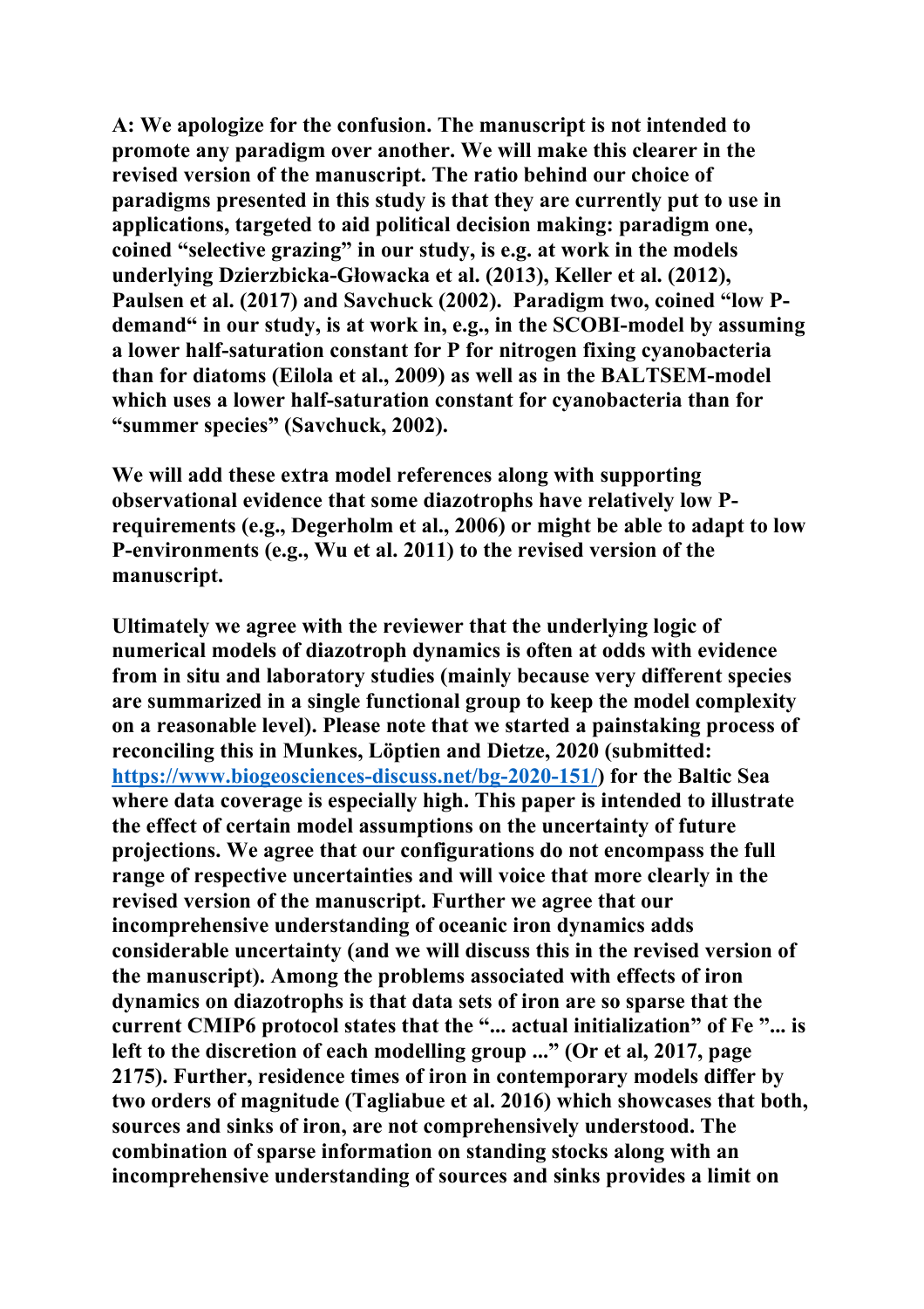**A: We apologize for the confusion. The manuscript is not intended to promote any paradigm over another. We will make this clearer in the revised version of the manuscript. The ratio behind our choice of paradigms presented in this study is that they are currently put to use in applications, targeted to aid political decision making: paradigm one, coined "selective grazing" in our study, is e.g. at work in the models underlying Dzierzbicka-Głowacka et al. (2013), Keller et al. (2012), Paulsen et al. (2017) and Savchuck (2002). Paradigm two, coined "low P-demand" in our study, is at work in, e.g., in the SCOBI-model by assuming a lower half-saturation constant for P for nitrogen fixing cyanobacteria than for diatoms (Eilola et al., 2009) as well as in the BALTSEM-model which uses a lower half-saturation constant for cyanobacteria than for "summer species" (Savchuck, 2002).**

**We will add these extra model references along with supporting observational evidence that some diazotrophs have relatively low P-requirements (e.g., Degerholm et al., 2006) or might be able to adapt to low P-environments (e.g., Wu et al. 2011) to the revised version of the manuscript.**

**Ultimately we agree with the reviewer that the underlying logic of numerical models of diazotroph dynamics is often at odds with evidence from in situ and laboratory studies (mainly because very different species are summarized in a single functional group to keep the model complexity on a reasonable level). Please note that we started a painstaking process of reconciling this in Munkes, Löptien and Dietze, 2020 (submitted: [https://www.biogeosciences-discuss.net/bg-2020-151/](https://www.biogeosciences-discuss.net/bg-2020-151/)) for the Baltic Sea where data coverage is especially high. This paper is intended to illustrate the effect of certain model assumptions on the uncertainty of future projections. We agree that our configurations do not encompass the full range of respective uncertainties and will voice that more clearly in the revised version of the manuscript. Further we agree that our incomprehensive understanding of oceanic iron dynamics adds considerable uncertainty (and we will discuss this in the revised version of the manuscript). Among the problems associated with effects of iron dynamics on diazotrophs is that data sets of iron are so sparse that the current CMIP6 protocol states that the "... actual initialization" of Fe "... is left to the discretion of each modelling group ..." (Or et al, 2017, page 2175). Further, residence times of iron in contemporary models differ by two orders of magnitude (Tagliabue et al. 2016) which showcases that both, sources and sinks of iron, are not comprehensively understood. The combination of sparse information on standing stocks along with an incomprehensive understanding of sources and sinks provides a limit on**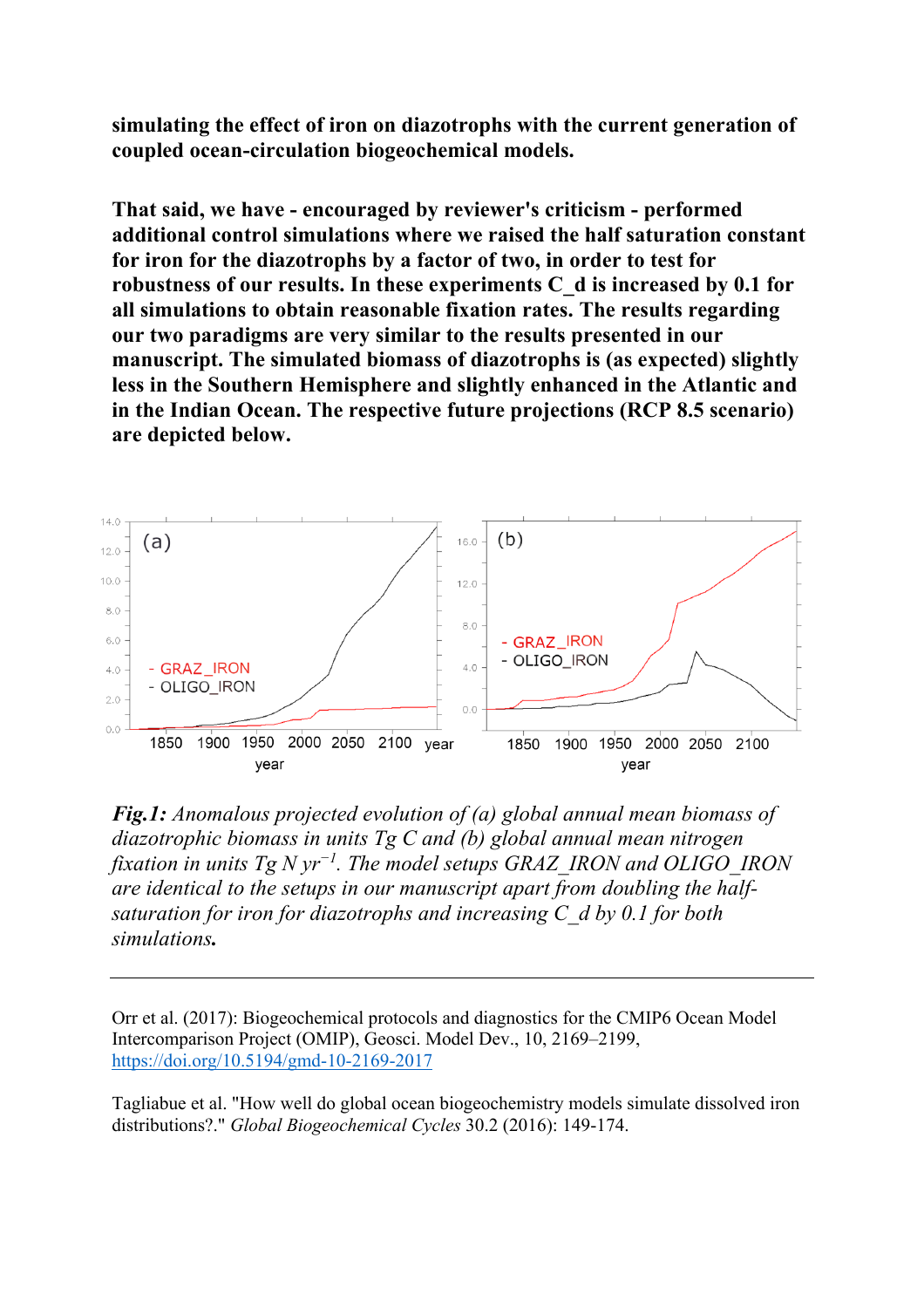**simulating the effect of iron on diazotrophs with the current generation of coupled ocean-circulation biogeochemical models.**

**That said, we have - encouraged by reviewer's criticism - performed additional control simulations where we raised the half saturation constant for iron for the diazotrophs by a factor of two, in order to test for robustness of our results. In these experiments C_d is increased by 0.1 for all simulations to obtain reasonable fixation rates. The results regarding our two paradigms are very similar to the results presented in our manuscript. The simulated biomass of diazotrophs is (as expected) slightly less in the Southern Hemisphere and slightly enhanced in the Atlantic and in the Indian Ocean. The respective future projections (RCP 8.5 scenario) are depicted below.**

***Fig.1:*** *Anomalous projected evolution of (a) global annual mean biomass of diazotrophic biomass in units Tg C and (b) global annual mean nitrogen fixation in units Tg N yr$^{-1}$. The model setups GRAZ_IRON and OLIGO_IRON are identical to the setups in our manuscript apart from doubling the half-saturation for iron for diazotrophs and increasing C_d by 0.1 for both simulations.*

---

Orr et al. (2017): Biogeochemical protocols and diagnostics for the CMIP6 Ocean Model Intercomparison Project (OMIP), Geosci. Model Dev., 10, 2169–2199, https://doi.org/10.5194/gmd-10-2169-2017

Tagliabue et al. "How well do global ocean biogeochemistry models simulate dissolved iron distributions?." *Global Biogeochemical Cycles* 30.2 (2016): 149-174.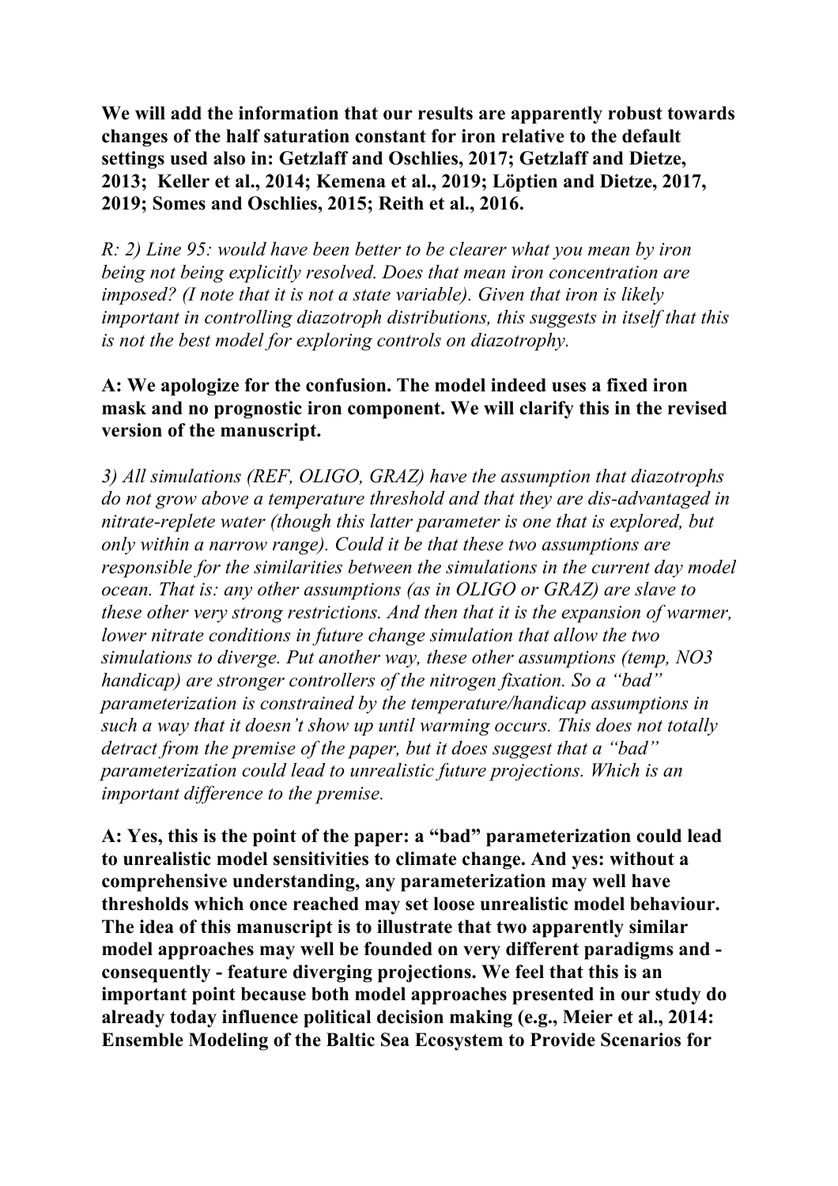**We will add the information that our results are apparently robust towards changes of the half saturation constant for iron relative to the default settings used also in: Getzlaff and Oschlies, 2017; Getzlaff and Dietze, 2013; Keller et al., 2014; Kemena et al., 2019; Löptien and Dietze, 2017, 2019; Somes and Oschlies, 2015; Reith et al., 2016.**

*R: 2) Line 95: would have been better to be clearer what you mean by iron being not being explicitly resolved. Does that mean iron concentration are imposed? (I note that it is not a state variable). Given that iron is likely important in controlling diazotroph distributions, this suggests in itself that this is not the best model for exploring controls on diazotrophy.*

**A: We apologize for the confusion. The model indeed uses a fixed iron mask and no prognostic iron component. We will clarify this in the revised version of the manuscript.**

*3) All simulations (REF, OLIGO, GRAZ) have the assumption that diazotrophs do not grow above a temperature threshold and that they are dis-advantaged in nitrate-replete water (though this latter parameter is one that is explored, but only within a narrow range). Could it be that these two assumptions are responsible for the similarities between the simulations in the current day model ocean. That is: any other assumptions (as in OLIGO or GRAZ) are slave to these other very strong restrictions. And then that it is the expansion of warmer, lower nitrate conditions in future change simulation that allow the two simulations to diverge. Put another way, these other assumptions (temp, NO3 handicap) are stronger controllers of the nitrogen fixation. So a "bad" parameterization is constrained by the temperature/handicap assumptions in such a way that it doesn't show up until warming occurs. This does not totally detract from the premise of the paper, but it does suggest that a "bad" parameterization could lead to unrealistic future projections. Which is an important difference to the premise.*

**A: Yes, this is the point of the paper: a "bad" parameterization could lead to unrealistic model sensitivities to climate change. And yes: without a comprehensive understanding, any parameterization may well have thresholds which once reached may set loose unrealistic model behaviour. The idea of this manuscript is to illustrate that two apparently similar model approaches may well be founded on very different paradigms - consequently - feature diverging projections. We feel that this is an important point because both model approaches presented in our study do already today influence political decision making (e.g., Meier et al., 2014: Ensemble Modeling of the Baltic Sea Ecosystem to Provide Scenarios for**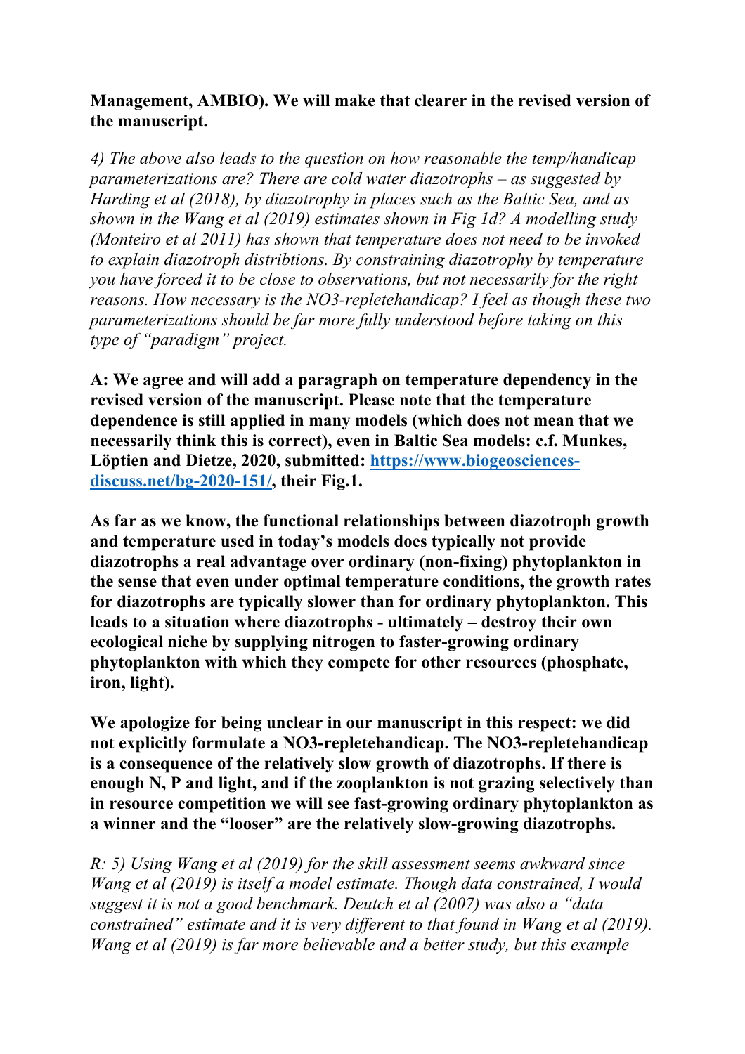**Management, AMBIO). We will make that clearer in the revised version of the manuscript.**

*4) The above also leads to the question on how reasonable the temp/handicap parameterizations are? There are cold water diazotrophs – as suggested by Harding et al (2018), by diazotrophy in places such as the Baltic Sea, and as shown in the Wang et al (2019) estimates shown in Fig 1d? A modelling study (Monteiro et al 2011) has shown that temperature does not need to be invoked to explain diazotroph distribtions. By constraining diazotrophy by temperature you have forced it to be close to observations, but not necessarily for the right reasons. How necessary is the NO3-repletehandicap? I feel as though these two parameterizations should be far more fully understood before taking on this type of "paradigm" project.*

**A: We agree and will add a paragraph on temperature dependency in the revised version of the manuscript. Please note that the temperature dependence is still applied in many models (which does not mean that we necessarily think this is correct), even in Baltic Sea models: c.f. Munkes, Löptien and Dietze, 2020, submitted: [https://www.biogeosciences-discuss.net/bg-2020-151/](https://www.biogeosciences-discuss.net/bg-2020-151/), their Fig.1.**

**As far as we know, the functional relationships between diazotroph growth and temperature used in today's models does typically not provide diazotrophs a real advantage over ordinary (non-fixing) phytoplankton in the sense that even under optimal temperature conditions, the growth rates for diazotrophs are typically slower than for ordinary phytoplankton. This leads to a situation where diazotrophs - ultimately – destroy their own ecological niche by supplying nitrogen to faster-growing ordinary phytoplankton with which they compete for other resources (phosphate, iron, light).**

**We apologize for being unclear in our manuscript in this respect: we did not explicitly formulate a NO3-repletehandicap. The NO3-repletehandicap is a consequence of the relatively slow growth of diazotrophs. If there is enough N, P and light, and if the zooplankton is not grazing selectively than in resource competition we will see fast-growing ordinary phytoplankton as a winner and the "looser" are the relatively slow-growing diazotrophs.**

*R: 5) Using Wang et al (2019) for the skill assessment seems awkward since Wang et al (2019) is itself a model estimate. Though data constrained, I would suggest it is not a good benchmark. Deutch et al (2007) was also a "data constrained" estimate and it is very different to that found in Wang et al (2019). Wang et al (2019) is far more believable and a better study, but this example*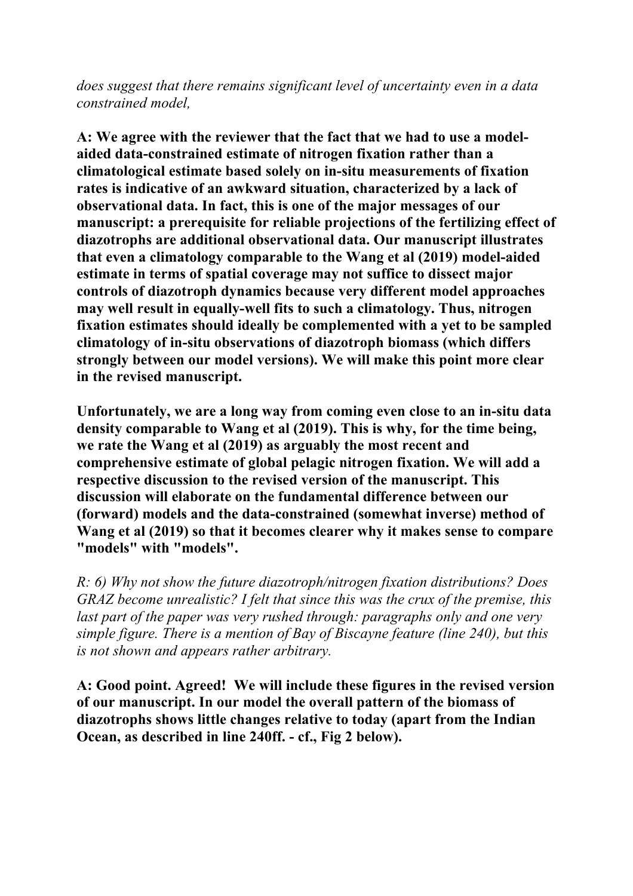*does suggest that there remains significant level of uncertainty even in a data constrained model,*

**A: We agree with the reviewer that the fact that we had to use a model-aided data-constrained estimate of nitrogen fixation rather than a climatological estimate based solely on in-situ measurements of fixation rates is indicative of an awkward situation, characterized by a lack of observational data. In fact, this is one of the major messages of our manuscript: a prerequisite for reliable projections of the fertilizing effect of diazotrophs are additional observational data. Our manuscript illustrates that even a climatology comparable to the Wang et al (2019) model-aided estimate in terms of spatial coverage may not suffice to dissect major controls of diazotroph dynamics because very different model approaches may well result in equally-well fits to such a climatology. Thus, nitrogen fixation estimates should ideally be complemented with a yet to be sampled climatology of in-situ observations of diazotroph biomass (which differs strongly between our model versions). We will make this point more clear in the revised manuscript.**

**Unfortunately, we are a long way from coming even close to an in-situ data density comparable to Wang et al (2019). This is why, for the time being, we rate the Wang et al (2019) as arguably the most recent and comprehensive estimate of global pelagic nitrogen fixation. We will add a respective discussion to the revised version of the manuscript. This discussion will elaborate on the fundamental difference between our (forward) models and the data-constrained (somewhat inverse) method of Wang et al (2019) so that it becomes clearer why it makes sense to compare "models" with "models".**

*R: 6) Why not show the future diazotroph/nitrogen fixation distributions? Does GRAZ become unrealistic? I felt that since this was the crux of the premise, this last part of the paper was very rushed through: paragraphs only and one very simple figure. There is a mention of Bay of Biscayne feature (line 240), but this is not shown and appears rather arbitrary.*

**A: Good point. Agreed! We will include these figures in the revised version of our manuscript. In our model the overall pattern of the biomass of diazotrophs shows little changes relative to today (apart from the Indian Ocean, as described in line 240ff. - cf., Fig 2 below).**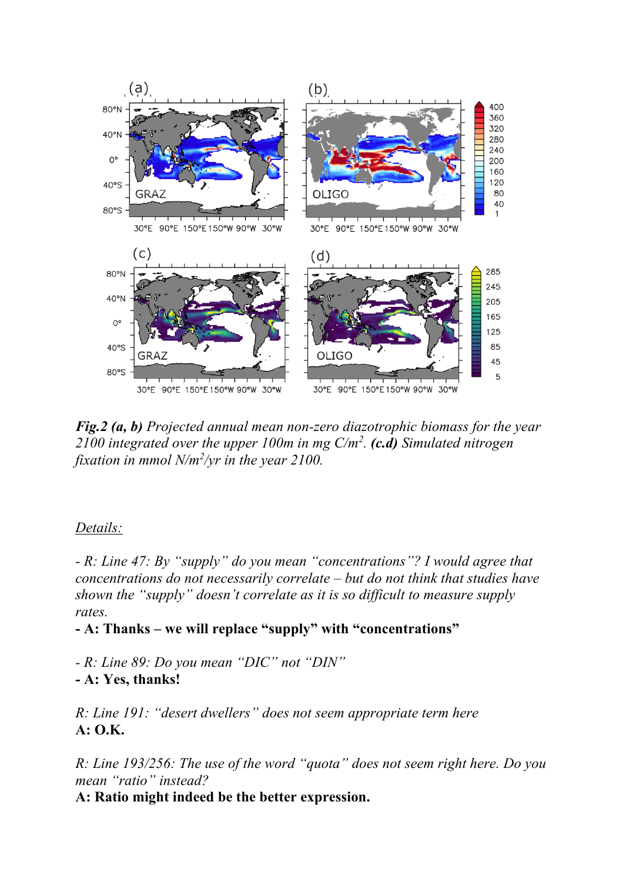***Fig.2 (a, b)*** *Projected annual mean non-zero diazotrophic biomass for the year 2100 integrated over the upper 100m in mg C/m*$^2$*.* ***(c.d)*** *Simulated nitrogen fixation in mmol N/m*$^2$*/yr in the year 2100.*

*Details:*

*- R: Line 47: By "supply" do you mean "concentrations"? I would agree that concentrations do not necessarily correlate – but do not think that studies have shown the "supply" doesn't correlate as it is so difficult to measure supply rates.*

**- A: Thanks – we will replace "supply" with "concentrations"**

*- R: Line 89: Do you mean "DIC" not "DIN"*

**- A: Yes, thanks!**

*R: Line 191: "desert dwellers" does not seem appropriate term here*

**A: O.K.**

*R: Line 193/256: The use of the word "quota" does not seem right here. Do you mean "ratio" instead?*

**A: Ratio might indeed be the better expression.**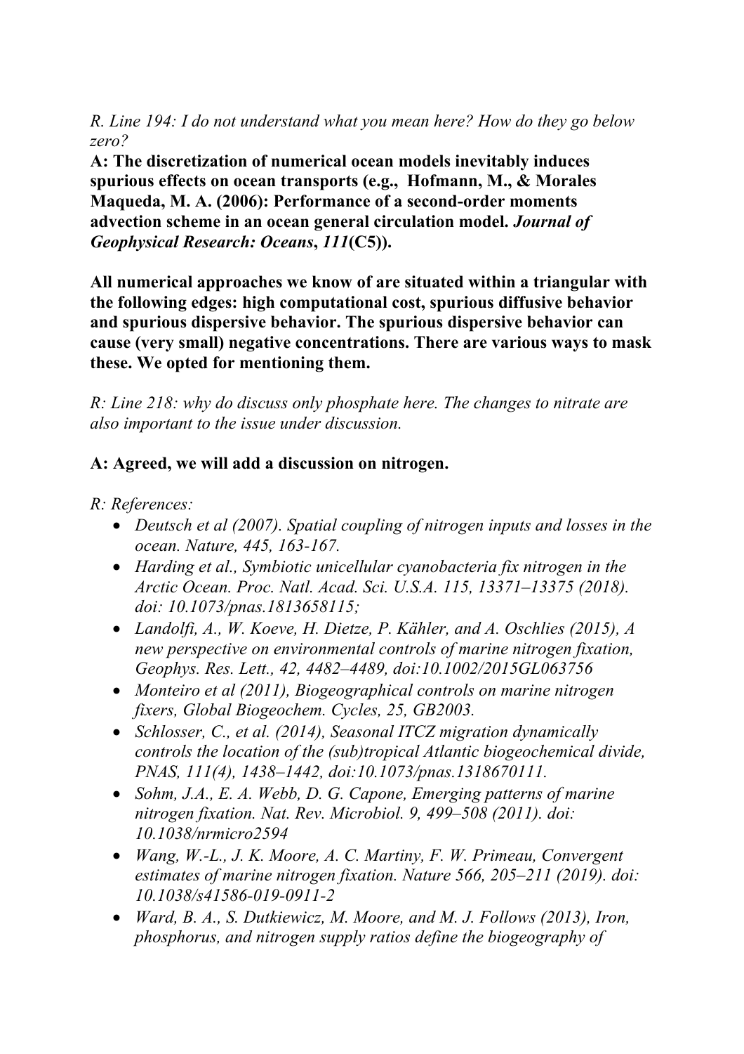*R. Line 194: I do not understand what you mean here? How do they go below zero?*

**A: The discretization of numerical ocean models inevitably induces spurious effects on ocean transports (e.g., Hofmann, M., & Morales Maqueda, M. A. (2006): Performance of a second-order moments advection scheme in an ocean general circulation model. *Journal of Geophysical Research: Oceans*, *111*(C5)).**

**All numerical approaches we know of are situated within a triangular with the following edges: high computational cost, spurious diffusive behavior and spurious dispersive behavior. The spurious dispersive behavior can cause (very small) negative concentrations. There are various ways to mask these. We opted for mentioning them.**

*R: Line 218: why do discuss only phosphate here. The changes to nitrate are also important to the issue under discussion.*

**A: Agreed, we will add a discussion on nitrogen.**

*R: References:*

- *Deutsch et al (2007). Spatial coupling of nitrogen inputs and losses in the ocean. Nature, 445, 163-167.*
- *Harding et al., Symbiotic unicellular cyanobacteria fix nitrogen in the Arctic Ocean. Proc. Natl. Acad. Sci. U.S.A. 115, 13371–13375 (2018). doi: 10.1073/pnas.1813658115;*
- *Landolfi, A., W. Koeve, H. Dietze, P. Kähler, and A. Oschlies (2015), A new perspective on environmental controls of marine nitrogen fixation, Geophys. Res. Lett., 42, 4482–4489, doi:10.1002/2015GL063756*
- *Monteiro et al (2011), Biogeographical controls on marine nitrogen fixers, Global Biogeochem. Cycles, 25, GB2003.*
- *Schlosser, C., et al. (2014), Seasonal ITCZ migration dynamically controls the location of the (sub)tropical Atlantic biogeochemical divide, PNAS, 111(4), 1438–1442, doi:10.1073/pnas.1318670111.*
- *Sohm, J.A., E. A. Webb, D. G. Capone, Emerging patterns of marine nitrogen fixation. Nat. Rev. Microbiol. 9, 499–508 (2011). doi: 10.1038/nrmicro2594*
- *Wang, W.-L., J. K. Moore, A. C. Martiny, F. W. Primeau, Convergent estimates of marine nitrogen fixation. Nature 566, 205–211 (2019). doi: 10.1038/s41586-019-0911-2*
- *Ward, B. A., S. Dutkiewicz, M. Moore, and M. J. Follows (2013), Iron, phosphorus, and nitrogen supply ratios define the biogeography of*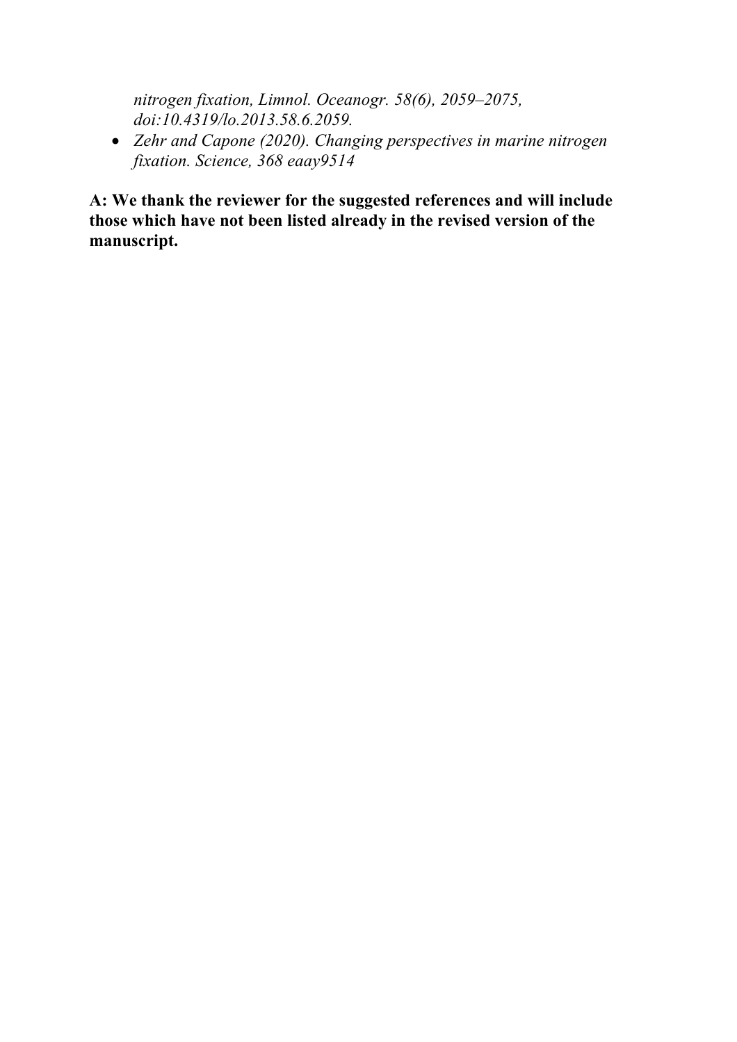*nitrogen fixation, Limnol. Oceanogr. 58(6), 2059–2075, doi:10.4319/lo.2013.58.6.2059.*

- *Zehr and Capone (2020). Changing perspectives in marine nitrogen fixation. Science, 368 eaay9514*

**A: We thank the reviewer for the suggested references and will include those which have not been listed already in the revised version of the manuscript.**